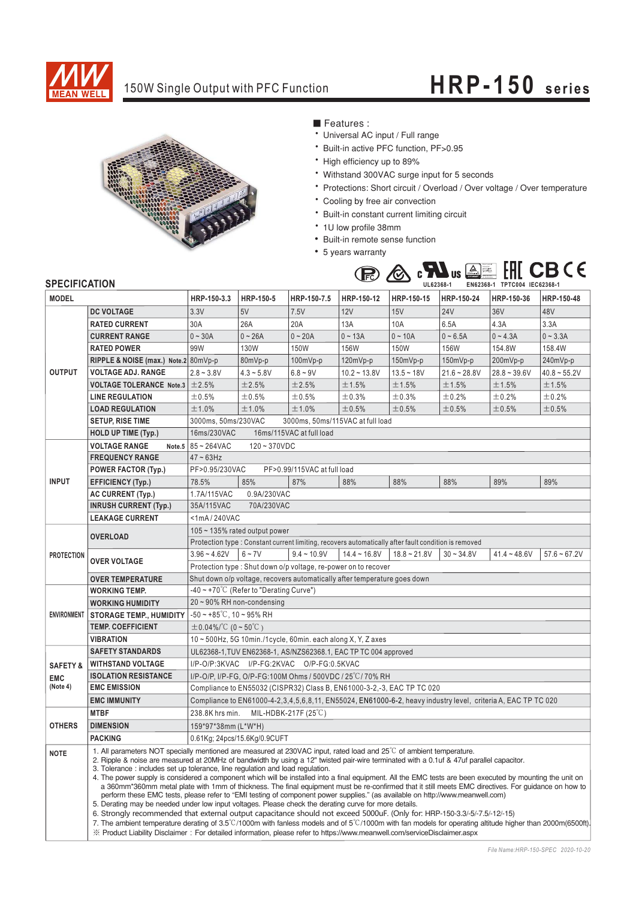# MEAN WELL

## 150W Single Output with PFC Function — HRP-150 series

### ■ Features :

- Universal AC input / Full range
- Built-in active PFC function, PF>0.95
- High efficiency up to 89%
- Withstand 300VAC surge input for 5 seconds
- Protections: Short circuit / Overload / Over voltage / Over temperature
- Cooling by free air convection
- Built-in constant current limiting circuit
- 1U low profile 38mm
- Built-in remote sense function
- 5 years warranty

UL62368-1 EN62368-1 TPTC004 IEC62368-1

## SPECIFICATION

| MODEL | | HRP-150-3.3 | HRP-150-5 | HRP-150-7.5 | HRP-150-12 | HRP-150-15 | HRP-150-24 | HRP-150-36 | HRP-150-48 |
|---|---|---|---|---|---|---|---|---|---|
| OUTPUT | DC VOLTAGE | 3.3V | 5V | 7.5V | 12V | 15V | 24V | 36V | 48V |
| | RATED CURRENT | 30A | 26A | 20A | 13A | 10A | 6.5A | 4.3A | 3.3A |
| | CURRENT RANGE | 0 ~ 30A | 0 ~ 26A | 0 ~ 20A | 0 ~ 13A | 0 ~ 10A | 0 ~ 6.5A | 0 ~ 4.3A | 0 ~ 3.3A |
| | RATED POWER | 99W | 130W | 150W | 156W | 150W | 156W | 154.8W | 158.4W |
| | RIPPLE & NOISE (max.) Note.2 | 80mVp-p | 80mVp-p | 100mVp-p | 120mVp-p | 150mVp-p | 150mVp-p | 200mVp-p | 240mVp-p |
| | VOLTAGE ADJ. RANGE | 2.8 ~ 3.8V | 4.3 ~ 5.8V | 6.8 ~ 9V | 10.2 ~ 13.8V | 13.5 ~ 18V | 21.6 ~ 28.8V | 28.8 ~ 39.6V | 40.8 ~ 55.2V |
| | VOLTAGE TOLERANCE Note.3 | ±2.5% | ±2.5% | ±2.5% | ±1.5% | ±1.5% | ±1.5% | ±1.5% | ±1.5% |
| | LINE REGULATION | ±0.5% | ±0.5% | ±0.5% | ±0.3% | ±0.3% | ±0.2% | ±0.2% | ±0.2% |
| | LOAD REGULATION | ±1.0% | ±1.0% | ±1.0% | ±0.5% | ±0.5% | ±0.5% | ±0.5% | ±0.5% |
| | SETUP, RISE TIME | 3000ms, 50ms/230VAC 3000ms, 50ms/115VAC at full load | | | | | | | |
| | HOLD UP TIME (Typ.) | 16ms/230VAC 16ms/115VAC at full load | | | | | | | |
| INPUT | VOLTAGE RANGE Note.5 | 85 ~ 264VAC 120 ~ 370VDC | | | | | | | |
| | FREQUENCY RANGE | 47 ~ 63Hz | | | | | | | |
| | POWER FACTOR (Typ.) | PF>0.95/230VAC PF>0.99/115VAC at full load | | | | | | | |
| | EFFICIENCY (Typ.) | 78.5% | 85% | 87% | 88% | 88% | 88% | 89% | 89% |
| | AC CURRENT (Typ.) | 1.7A/115VAC 0.9A/230VAC | | | | | | | |
| | INRUSH CURRENT (Typ.) | 35A/115VAC 70A/230VAC | | | | | | | |
| | LEAKAGE CURRENT | <1mA / 240VAC | | | | | | | |
| PROTECTION | OVERLOAD | 105 ~ 135% rated output power | | | | | | | |
| | | Protection type : Constant current limiting, recovers automatically after fault condition is removed | | | | | | | |
| | OVER VOLTAGE | 3.96 ~ 4.62V | 6 ~ 7V | 9.4 ~ 10.9V | 14.4 ~ 16.8V | 18.8 ~ 21.8V | 30 ~ 34.8V | 41.4 ~ 48.6V | 57.6 ~ 67.2V |
| | | Protection type : Shut down o/p voltage, re-power on to recover | | | | | | | |
| | OVER TEMPERATURE | Shut down o/p voltage, recovers automatically after temperature goes down | | | | | | | |
| ENVIRONMENT | WORKING TEMP. | -40 ~ +70℃ (Refer to "Derating Curve") | | | | | | | |
| | WORKING HUMIDITY | 20 ~ 90% RH non-condensing | | | | | | | |
| | STORAGE TEMP., HUMIDITY | -50 ~ +85℃, 10 ~ 95% RH | | | | | | | |
| | TEMP. COEFFICIENT | ±0.04%/℃ (0 ~ 50℃) | | | | | | | |
| | VIBRATION | 10 ~ 500Hz, 5G 10min./1cycle, 60min. each along X, Y, Z axes | | | | | | | |
| SAFETY & EMC (Note 4) | SAFETY STANDARDS | UL62368-1, TUV EN62368-1, AS/NZS62368.1, EAC TP TC 004 approved | | | | | | | |
| | WITHSTAND VOLTAGE | I/P-O/P:3KVAC I/P-FG:2KVAC O/P-FG:0.5KVAC | | | | | | | |
| | ISOLATION RESISTANCE | I/P-O/P, I/P-FG, O/P-FG:100M Ohms / 500VDC / 25℃/ 70% RH | | | | | | | |
| | EMC EMISSION | Compliance to EN55032 (CISPR32) Class B, EN61000-3-2,-3, EAC TP TC 020 | | | | | | | |
| | EMC IMMUNITY | Compliance to EN61000-4-2,3,4,5,6,8,11, EN55024, EN61000-6-2, heavy industry level, criteria A, EAC TP TC 020 | | | | | | | |
| OTHERS | MTBF | 238.8K hrs min. MIL-HDBK-217F (25℃) | | | | | | | |
| | DIMENSION | 159*97*38mm (L*W*H) | | | | | | | |
| | PACKING | 0.61Kg; 24pcs/15.6Kg/0.9CUFT | | | | | | | |

**NOTE**

1. All parameters NOT specially mentioned are measured at 230VAC input, rated load and 25℃ of ambient temperature.
2. Ripple & noise are measured at 20MHz of bandwidth by using a 12" twisted pair-wire terminated with a 0.1uf & 47uf parallel capacitor.
3. Tolerance : includes set up tolerance, line regulation and load regulation.
4. The power supply is considered a component which will be installed into a final equipment. All the EMC tests are been executed by mounting the unit on a 360mm*360mm metal plate with 1mm of thickness. The final equipment must be re-confirmed that it still meets EMC directives. For guidance on how to perform these EMC tests, please refer to "EMI testing of component power supplies." (as available on http://www.meanwell.com)
5. Derating may be needed under low input voltages. Please check the derating curve for more details.
6. Strongly recommended that external output capacitance should not exceed 5000uF. (Only for: HRP-150-3.3/-5/-7.5/-12/-15)
7. The ambient temperature derating of 3.5℃/1000m with fanless models and of 5℃/1000m with fan models for operating altitude higher than 2000m(6500ft).

※ Product Liability Disclaimer : For detailed information, please refer to https://www.meanwell.com/serviceDisclaimer.aspx

*File Name:HRP-150-SPEC 2020-10-20*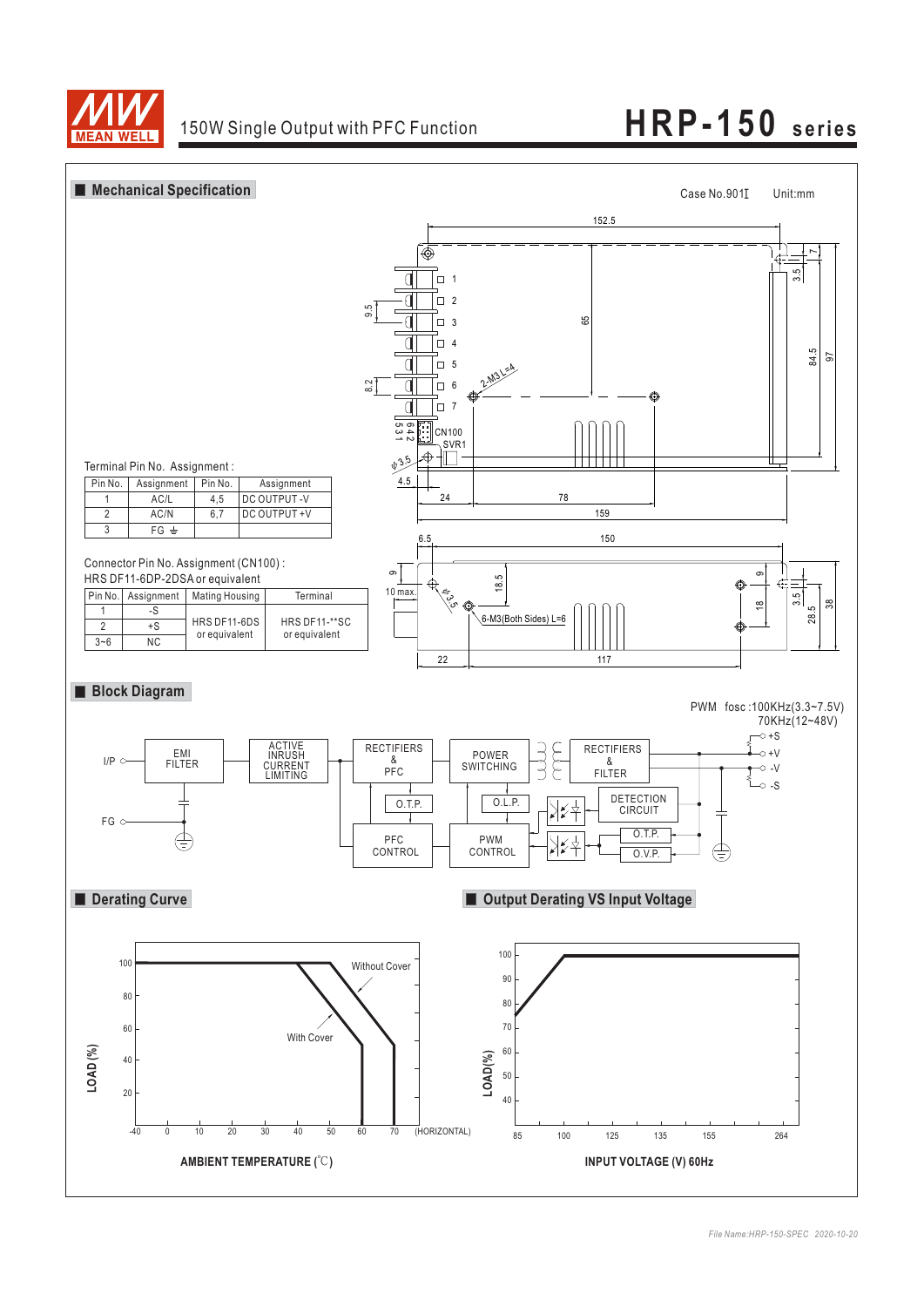150W Single Output with PFC Function

# HRP-150 series

## Mechanical Specification

Case No.901I Unit:mm

152.5

65

9.5

8.2

2-M3 L=4

84.5

97

3.5

7

CN100

SVR1

φ3.5

4.5

24

78

159

6.5

150

9

10 max.

φ3.5

18.5

6-M3(Both Sides) L=6

9

18

3.5

28.5

38

22

117

Terminal Pin No. Assignment :

| Pin No. | Assignment | Pin No. | Assignment |
|---|---|---|---|
| 1 | AC/L | 4,5 | DC OUTPUT -V |
| 2 | AC/N | 6,7 | DC OUTPUT +V |
| 3 | FG ⏚ | | |

Connector Pin No. Assignment (CN100) :
HRS DF11-6DP-2DSA or equivalent

| Pin No. | Assignment | Mating Housing | Terminal |
|---|---|---|---|
| 1 | -S | HRS DF11-6DS or equivalent | HRS DF11-**SC or equivalent |
| 2 | +S | | |
| 3~6 | NC | | |

## Block Diagram

PWM fosc :100KHz(3.3~7.5V)
70KHz(12~48V)

I/P

FG

EMI FILTER

ACTIVE INRUSH CURRENT LIMITING

RECTIFIERS & PFC

POWER SWITCHING

RECTIFIERS & FILTER

O.T.P.

O.L.P.

DETECTION CIRCUIT

PFC CONTROL

PWM CONTROL

O.T.P.

O.V.P.

+S

+V

-V

-S

## Derating Curve

100

80

60

40

20

LOAD (%)

-40 0 10 20 30 40 50 60 70 (HORIZONTAL)

Without Cover

With Cover

AMBIENT TEMPERATURE (℃)

## Output Derating VS Input Voltage

100

90

80

70

60

50

40

LOAD(%)

85 100 125 135 155 264

INPUT VOLTAGE (V) 60Hz

File Name:HRP-150-SPEC 2020-10-20